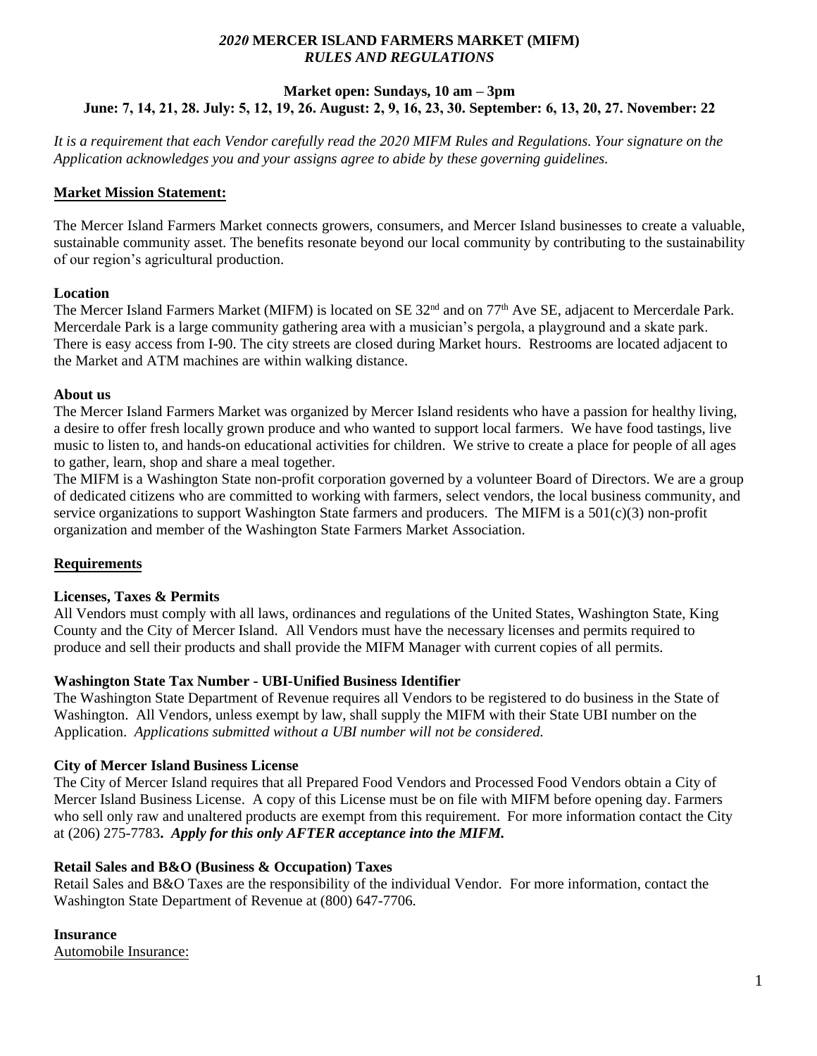# *2020* MERCER ISLAND FARMERS MARKET (MIFM) *RULES AND REGULATIONS*

**Market open: Sundays, 10 am – 3pm**
**June: 7, 14, 21, 28. July: 5, 12, 19, 26. August: 2, 9, 16, 23, 30. September: 6, 13, 20, 27. November: 22**

*It is a requirement that each Vendor carefully read the 2020 MIFM Rules and Regulations. Your signature on the Application acknowledges you and your assigns agree to abide by these governing guidelines.*

## Market Mission Statement:

The Mercer Island Farmers Market connects growers, consumers, and Mercer Island businesses to create a valuable, sustainable community asset. The benefits resonate beyond our local community by contributing to the sustainability of our region's agricultural production.

### Location

The Mercer Island Farmers Market (MIFM) is located on SE 32nd and on 77th Ave SE, adjacent to Mercerdale Park. Mercerdale Park is a large community gathering area with a musician's pergola, a playground and a skate park. There is easy access from I-90. The city streets are closed during Market hours. Restrooms are located adjacent to the Market and ATM machines are within walking distance.

### About us

The Mercer Island Farmers Market was organized by Mercer Island residents who have a passion for healthy living, a desire to offer fresh locally grown produce and who wanted to support local farmers. We have food tastings, live music to listen to, and hands-on educational activities for children. We strive to create a place for people of all ages to gather, learn, shop and share a meal together.

The MIFM is a Washington State non-profit corporation governed by a volunteer Board of Directors. We are a group of dedicated citizens who are committed to working with farmers, select vendors, the local business community, and service organizations to support Washington State farmers and producers. The MIFM is a 501(c)(3) non-profit organization and member of the Washington State Farmers Market Association.

## Requirements

### Licenses, Taxes & Permits

All Vendors must comply with all laws, ordinances and regulations of the United States, Washington State, King County and the City of Mercer Island. All Vendors must have the necessary licenses and permits required to produce and sell their products and shall provide the MIFM Manager with current copies of all permits.

### Washington State Tax Number - UBI-Unified Business Identifier

The Washington State Department of Revenue requires all Vendors to be registered to do business in the State of Washington. All Vendors, unless exempt by law, shall supply the MIFM with their State UBI number on the Application. *Applications submitted without a UBI number will not be considered.*

### City of Mercer Island Business License

The City of Mercer Island requires that all Prepared Food Vendors and Processed Food Vendors obtain a City of Mercer Island Business License. A copy of this License must be on file with MIFM before opening day. Farmers who sell only raw and unaltered products are exempt from this requirement. For more information contact the City at (206) 275-7783**.** ***Apply for this only AFTER acceptance into the MIFM.***

### Retail Sales and B&O (Business & Occupation) Taxes

Retail Sales and B&O Taxes are the responsibility of the individual Vendor. For more information, contact the Washington State Department of Revenue at (800) 647-7706.

### Insurance

Automobile Insurance: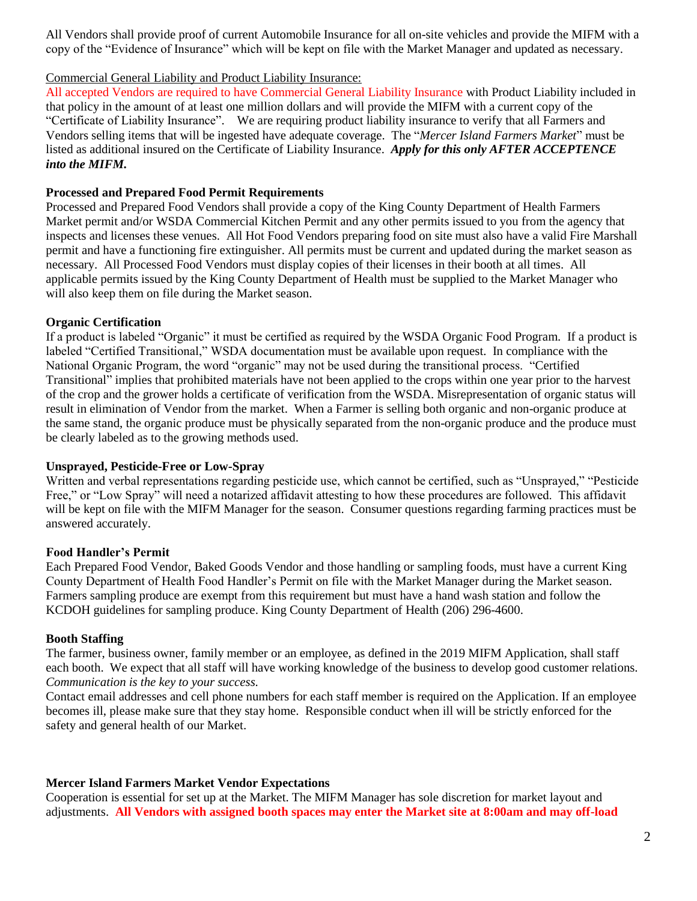All Vendors shall provide proof of current Automobile Insurance for all on-site vehicles and provide the MIFM with a copy of the "Evidence of Insurance" which will be kept on file with the Market Manager and updated as necessary.

Commercial General Liability and Product Liability Insurance:

All accepted Vendors are required to have Commercial General Liability Insurance with Product Liability included in that policy in the amount of at least one million dollars and will provide the MIFM with a current copy of the "Certificate of Liability Insurance". We are requiring product liability insurance to verify that all Farmers and Vendors selling items that will be ingested have adequate coverage. The "*Mercer Island Farmers Market*" must be listed as additional insured on the Certificate of Liability Insurance. ***Apply for this only AFTER ACCEPTENCE into the MIFM.***

**Processed and Prepared Food Permit Requirements**

Processed and Prepared Food Vendors shall provide a copy of the King County Department of Health Farmers Market permit and/or WSDA Commercial Kitchen Permit and any other permits issued to you from the agency that inspects and licenses these venues. All Hot Food Vendors preparing food on site must also have a valid Fire Marshall permit and have a functioning fire extinguisher. All permits must be current and updated during the market season as necessary. All Processed Food Vendors must display copies of their licenses in their booth at all times. All applicable permits issued by the King County Department of Health must be supplied to the Market Manager who will also keep them on file during the Market season.

**Organic Certification**

If a product is labeled "Organic" it must be certified as required by the WSDA Organic Food Program. If a product is labeled "Certified Transitional," WSDA documentation must be available upon request. In compliance with the National Organic Program, the word "organic" may not be used during the transitional process. "Certified Transitional" implies that prohibited materials have not been applied to the crops within one year prior to the harvest of the crop and the grower holds a certificate of verification from the WSDA. Misrepresentation of organic status will result in elimination of Vendor from the market. When a Farmer is selling both organic and non-organic produce at the same stand, the organic produce must be physically separated from the non-organic produce and the produce must be clearly labeled as to the growing methods used.

**Unsprayed, Pesticide-Free or Low-Spray**

Written and verbal representations regarding pesticide use, which cannot be certified, such as "Unsprayed," "Pesticide Free," or "Low Spray" will need a notarized affidavit attesting to how these procedures are followed. This affidavit will be kept on file with the MIFM Manager for the season. Consumer questions regarding farming practices must be answered accurately.

**Food Handler's Permit**

Each Prepared Food Vendor, Baked Goods Vendor and those handling or sampling foods, must have a current King County Department of Health Food Handler's Permit on file with the Market Manager during the Market season. Farmers sampling produce are exempt from this requirement but must have a hand wash station and follow the KCDOH guidelines for sampling produce. King County Department of Health (206) 296-4600.

**Booth Staffing**

The farmer, business owner, family member or an employee, as defined in the 2019 MIFM Application, shall staff each booth. We expect that all staff will have working knowledge of the business to develop good customer relations. *Communication is the key to your success.*

Contact email addresses and cell phone numbers for each staff member is required on the Application. If an employee becomes ill, please make sure that they stay home. Responsible conduct when ill will be strictly enforced for the safety and general health of our Market.

**Mercer Island Farmers Market Vendor Expectations**

Cooperation is essential for set up at the Market. The MIFM Manager has sole discretion for market layout and adjustments. **All Vendors with assigned booth spaces may enter the Market site at 8:00am and may off-load**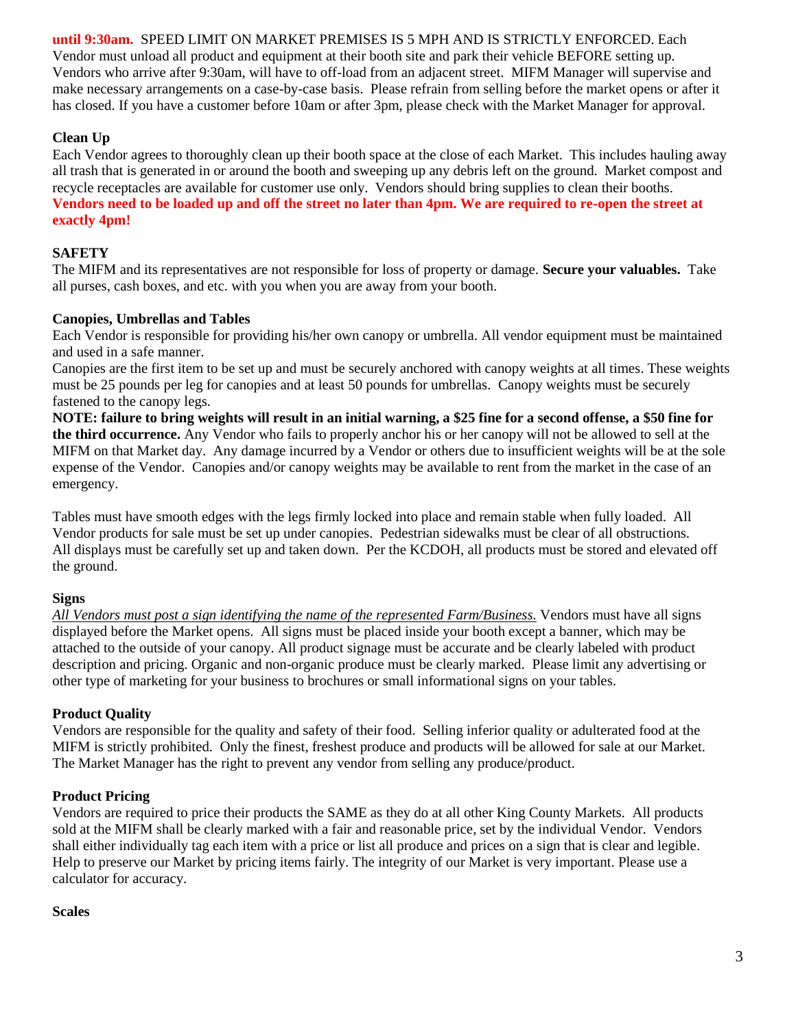**until 9:30am.** SPEED LIMIT ON MARKET PREMISES IS 5 MPH AND IS STRICTLY ENFORCED. Each Vendor must unload all product and equipment at their booth site and park their vehicle BEFORE setting up. Vendors who arrive after 9:30am, will have to off-load from an adjacent street. MIFM Manager will supervise and make necessary arrangements on a case-by-case basis. Please refrain from selling before the market opens or after it has closed. If you have a customer before 10am or after 3pm, please check with the Market Manager for approval.

**Clean Up**

Each Vendor agrees to thoroughly clean up their booth space at the close of each Market. This includes hauling away all trash that is generated in or around the booth and sweeping up any debris left on the ground. Market compost and recycle receptacles are available for customer use only. Vendors should bring supplies to clean their booths. **Vendors need to be loaded up and off the street no later than 4pm. We are required to re-open the street at exactly 4pm!**

**SAFETY**

The MIFM and its representatives are not responsible for loss of property or damage. **Secure your valuables.** Take all purses, cash boxes, and etc. with you when you are away from your booth.

**Canopies, Umbrellas and Tables**

Each Vendor is responsible for providing his/her own canopy or umbrella. All vendor equipment must be maintained and used in a safe manner.

Canopies are the first item to be set up and must be securely anchored with canopy weights at all times. These weights must be 25 pounds per leg for canopies and at least 50 pounds for umbrellas. Canopy weights must be securely fastened to the canopy legs.

**NOTE: failure to bring weights will result in an initial warning, a $25 fine for a second offense, a $50 fine for the third occurrence.** Any Vendor who fails to properly anchor his or her canopy will not be allowed to sell at the MIFM on that Market day. Any damage incurred by a Vendor or others due to insufficient weights will be at the sole expense of the Vendor. Canopies and/or canopy weights may be available to rent from the market in the case of an emergency.

Tables must have smooth edges with the legs firmly locked into place and remain stable when fully loaded. All Vendor products for sale must be set up under canopies. Pedestrian sidewalks must be clear of all obstructions. All displays must be carefully set up and taken down. Per the KCDOH, all products must be stored and elevated off the ground.

**Signs**

*All Vendors must post a sign identifying the name of the represented Farm/Business.* Vendors must have all signs displayed before the Market opens. All signs must be placed inside your booth except a banner, which may be attached to the outside of your canopy. All product signage must be accurate and be clearly labeled with product description and pricing. Organic and non-organic produce must be clearly marked. Please limit any advertising or other type of marketing for your business to brochures or small informational signs on your tables.

**Product Quality**

Vendors are responsible for the quality and safety of their food. Selling inferior quality or adulterated food at the MIFM is strictly prohibited. Only the finest, freshest produce and products will be allowed for sale at our Market. The Market Manager has the right to prevent any vendor from selling any produce/product.

**Product Pricing**

Vendors are required to price their products the SAME as they do at all other King County Markets. All products sold at the MIFM shall be clearly marked with a fair and reasonable price, set by the individual Vendor. Vendors shall either individually tag each item with a price or list all produce and prices on a sign that is clear and legible. Help to preserve our Market by pricing items fairly. The integrity of our Market is very important. Please use a calculator for accuracy.

**Scales**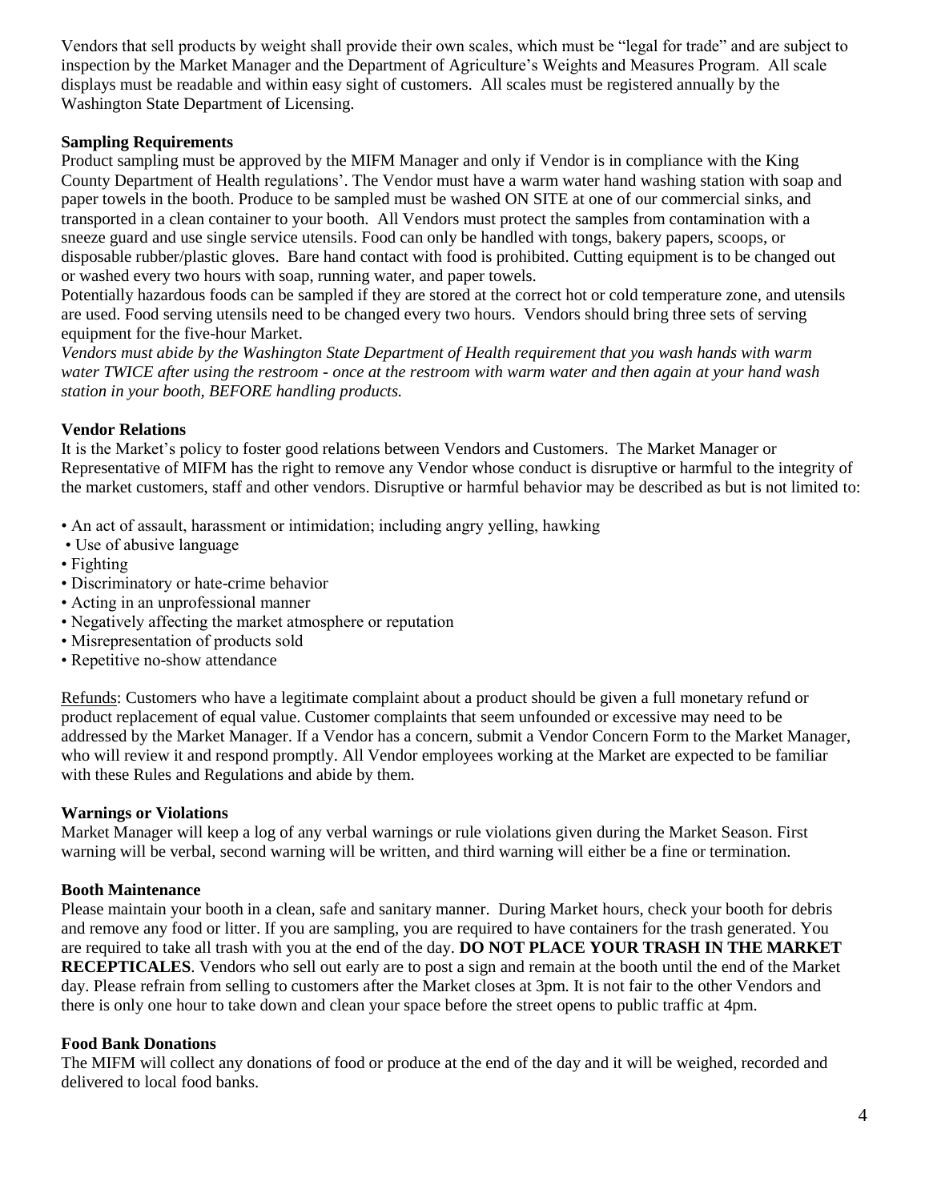Vendors that sell products by weight shall provide their own scales, which must be "legal for trade" and are subject to inspection by the Market Manager and the Department of Agriculture's Weights and Measures Program. All scale displays must be readable and within easy sight of customers. All scales must be registered annually by the Washington State Department of Licensing.

**Sampling Requirements**

Product sampling must be approved by the MIFM Manager and only if Vendor is in compliance with the King County Department of Health regulations'. The Vendor must have a warm water hand washing station with soap and paper towels in the booth. Produce to be sampled must be washed ON SITE at one of our commercial sinks, and transported in a clean container to your booth. All Vendors must protect the samples from contamination with a sneeze guard and use single service utensils. Food can only be handled with tongs, bakery papers, scoops, or disposable rubber/plastic gloves. Bare hand contact with food is prohibited. Cutting equipment is to be changed out or washed every two hours with soap, running water, and paper towels.

Potentially hazardous foods can be sampled if they are stored at the correct hot or cold temperature zone, and utensils are used. Food serving utensils need to be changed every two hours. Vendors should bring three sets of serving equipment for the five-hour Market.

*Vendors must abide by the Washington State Department of Health requirement that you wash hands with warm water TWICE after using the restroom - once at the restroom with warm water and then again at your hand wash station in your booth, BEFORE handling products.*

**Vendor Relations**

It is the Market's policy to foster good relations between Vendors and Customers. The Market Manager or Representative of MIFM has the right to remove any Vendor whose conduct is disruptive or harmful to the integrity of the market customers, staff and other vendors. Disruptive or harmful behavior may be described as but is not limited to:

- An act of assault, harassment or intimidation; including angry yelling, hawking
- Use of abusive language
- Fighting
- Discriminatory or hate-crime behavior
- Acting in an unprofessional manner
- Negatively affecting the market atmosphere or reputation
- Misrepresentation of products sold
- Repetitive no-show attendance

Refunds: Customers who have a legitimate complaint about a product should be given a full monetary refund or product replacement of equal value. Customer complaints that seem unfounded or excessive may need to be addressed by the Market Manager. If a Vendor has a concern, submit a Vendor Concern Form to the Market Manager, who will review it and respond promptly. All Vendor employees working at the Market are expected to be familiar with these Rules and Regulations and abide by them.

**Warnings or Violations**

Market Manager will keep a log of any verbal warnings or rule violations given during the Market Season. First warning will be verbal, second warning will be written, and third warning will either be a fine or termination.

**Booth Maintenance**

Please maintain your booth in a clean, safe and sanitary manner. During Market hours, check your booth for debris and remove any food or litter. If you are sampling, you are required to have containers for the trash generated. You are required to take all trash with you at the end of the day. **DO NOT PLACE YOUR TRASH IN THE MARKET RECEPTICALES**. Vendors who sell out early are to post a sign and remain at the booth until the end of the Market day. Please refrain from selling to customers after the Market closes at 3pm. It is not fair to the other Vendors and there is only one hour to take down and clean your space before the street opens to public traffic at 4pm.

**Food Bank Donations**

The MIFM will collect any donations of food or produce at the end of the day and it will be weighed, recorded and delivered to local food banks.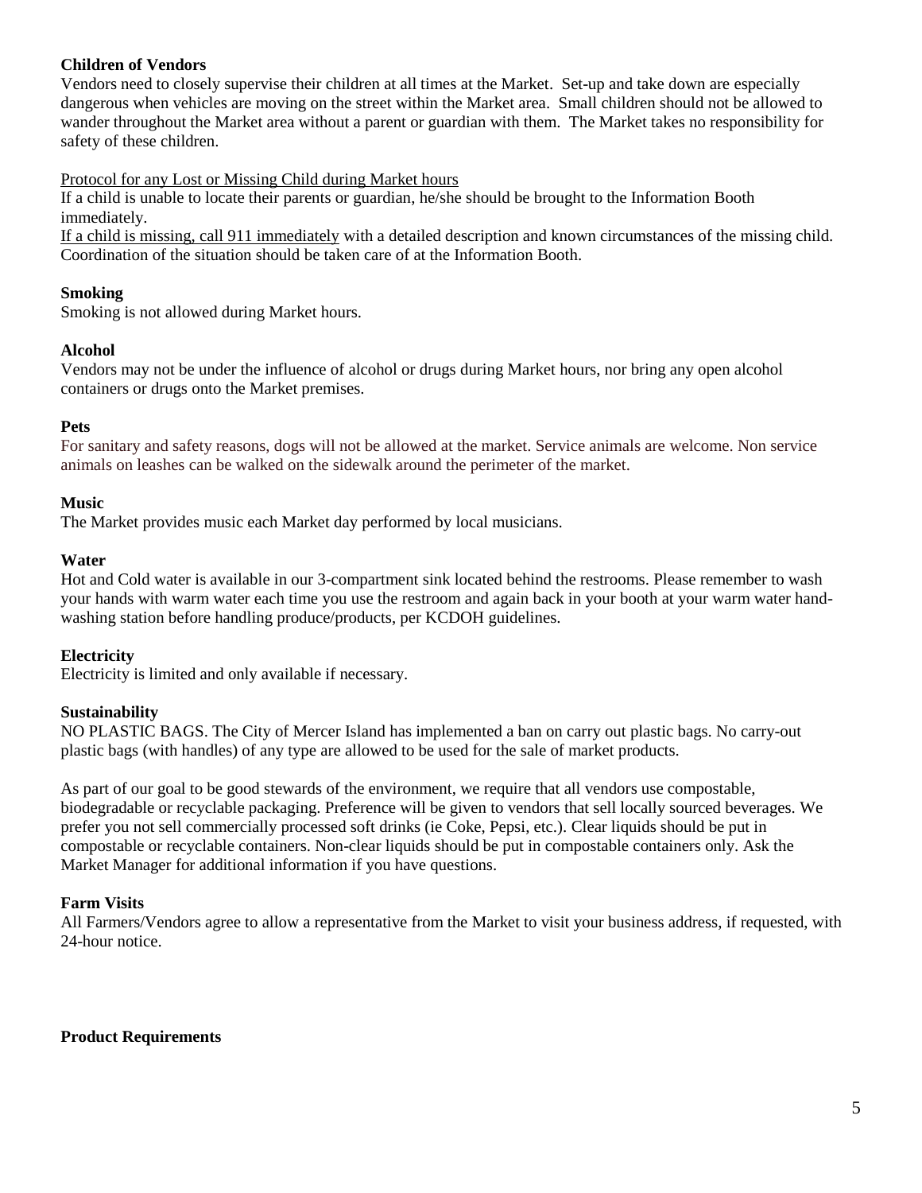**Children of Vendors**

Vendors need to closely supervise their children at all times at the Market. Set-up and take down are especially dangerous when vehicles are moving on the street within the Market area. Small children should not be allowed to wander throughout the Market area without a parent or guardian with them. The Market takes no responsibility for safety of these children.

Protocol for any Lost or Missing Child during Market hours

If a child is unable to locate their parents or guardian, he/she should be brought to the Information Booth immediately.

If a child is missing, call 911 immediately with a detailed description and known circumstances of the missing child. Coordination of the situation should be taken care of at the Information Booth.

**Smoking**

Smoking is not allowed during Market hours.

**Alcohol**

Vendors may not be under the influence of alcohol or drugs during Market hours, nor bring any open alcohol containers or drugs onto the Market premises.

**Pets**

For sanitary and safety reasons, dogs will not be allowed at the market. Service animals are welcome. Non service animals on leashes can be walked on the sidewalk around the perimeter of the market.

**Music**

The Market provides music each Market day performed by local musicians.

**Water**

Hot and Cold water is available in our 3-compartment sink located behind the restrooms. Please remember to wash your hands with warm water each time you use the restroom and again back in your booth at your warm water hand-washing station before handling produce/products, per KCDOH guidelines.

**Electricity**

Electricity is limited and only available if necessary.

**Sustainability**

NO PLASTIC BAGS. The City of Mercer Island has implemented a ban on carry out plastic bags. No carry-out plastic bags (with handles) of any type are allowed to be used for the sale of market products.

As part of our goal to be good stewards of the environment, we require that all vendors use compostable, biodegradable or recyclable packaging. Preference will be given to vendors that sell locally sourced beverages. We prefer you not sell commercially processed soft drinks (ie Coke, Pepsi, etc.). Clear liquids should be put in compostable or recyclable containers. Non-clear liquids should be put in compostable containers only. Ask the Market Manager for additional information if you have questions.

**Farm Visits**

All Farmers/Vendors agree to allow a representative from the Market to visit your business address, if requested, with 24-hour notice.

**Product Requirements**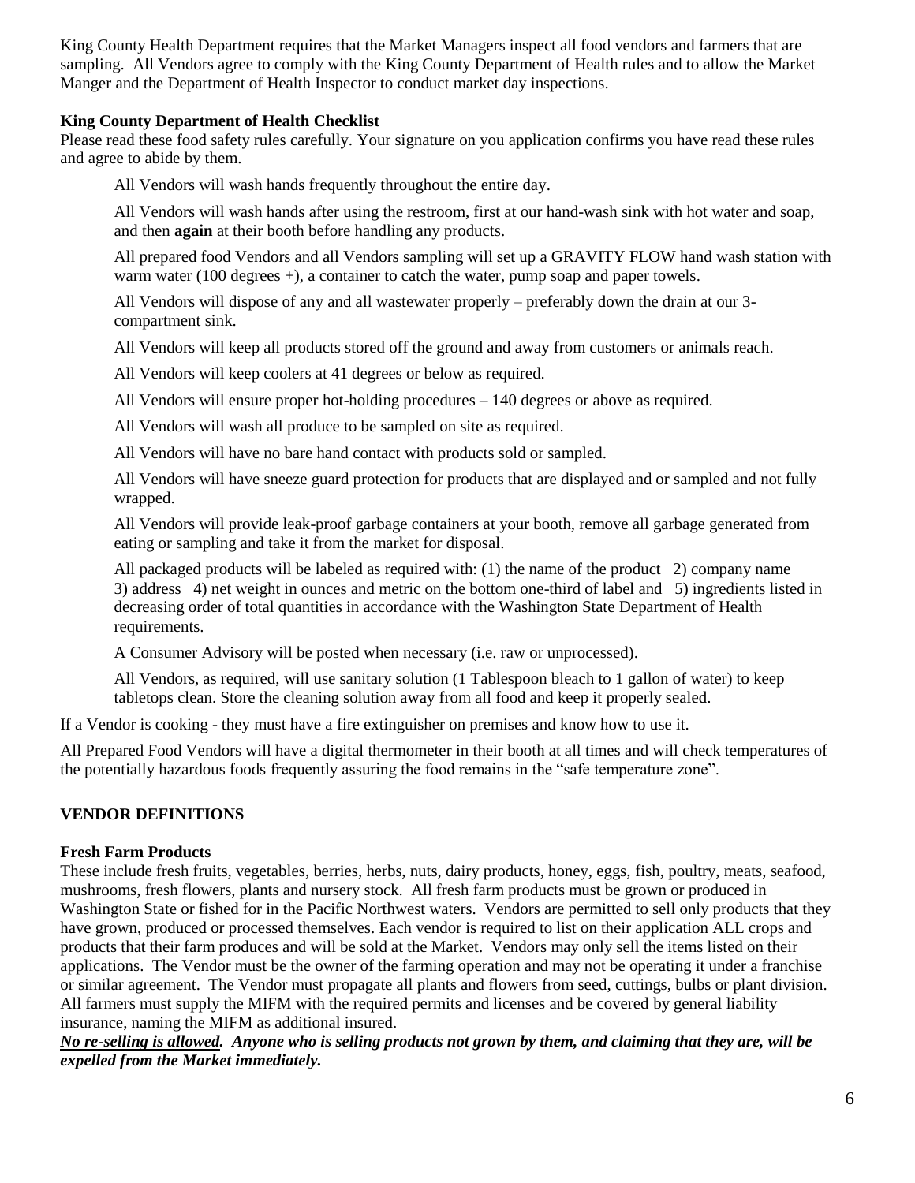King County Health Department requires that the Market Managers inspect all food vendors and farmers that are sampling. All Vendors agree to comply with the King County Department of Health rules and to allow the Market Manger and the Department of Health Inspector to conduct market day inspections.

**King County Department of Health Checklist**

Please read these food safety rules carefully. Your signature on you application confirms you have read these rules and agree to abide by them.

All Vendors will wash hands frequently throughout the entire day.

All Vendors will wash hands after using the restroom, first at our hand-wash sink with hot water and soap, and then **again** at their booth before handling any products.

All prepared food Vendors and all Vendors sampling will set up a GRAVITY FLOW hand wash station with warm water (100 degrees +), a container to catch the water, pump soap and paper towels.

All Vendors will dispose of any and all wastewater properly – preferably down the drain at our 3-compartment sink.

All Vendors will keep all products stored off the ground and away from customers or animals reach.

All Vendors will keep coolers at 41 degrees or below as required.

All Vendors will ensure proper hot-holding procedures – 140 degrees or above as required.

All Vendors will wash all produce to be sampled on site as required.

All Vendors will have no bare hand contact with products sold or sampled.

All Vendors will have sneeze guard protection for products that are displayed and or sampled and not fully wrapped.

All Vendors will provide leak-proof garbage containers at your booth, remove all garbage generated from eating or sampling and take it from the market for disposal.

All packaged products will be labeled as required with: (1) the name of the product 2) company name 3) address 4) net weight in ounces and metric on the bottom one-third of label and 5) ingredients listed in decreasing order of total quantities in accordance with the Washington State Department of Health requirements.

A Consumer Advisory will be posted when necessary (i.e. raw or unprocessed).

All Vendors, as required, will use sanitary solution (1 Tablespoon bleach to 1 gallon of water) to keep tabletops clean. Store the cleaning solution away from all food and keep it properly sealed.

If a Vendor is cooking - they must have a fire extinguisher on premises and know how to use it.

All Prepared Food Vendors will have a digital thermometer in their booth at all times and will check temperatures of the potentially hazardous foods frequently assuring the food remains in the "safe temperature zone".

## VENDOR DEFINITIONS

**Fresh Farm Products**

These include fresh fruits, vegetables, berries, herbs, nuts, dairy products, honey, eggs, fish, poultry, meats, seafood, mushrooms, fresh flowers, plants and nursery stock. All fresh farm products must be grown or produced in Washington State or fished for in the Pacific Northwest waters. Vendors are permitted to sell only products that they have grown, produced or processed themselves. Each vendor is required to list on their application ALL crops and products that their farm produces and will be sold at the Market. Vendors may only sell the items listed on their applications. The Vendor must be the owner of the farming operation and may not be operating it under a franchise or similar agreement. The Vendor must propagate all plants and flowers from seed, cuttings, bulbs or plant division. All farmers must supply the MIFM with the required permits and licenses and be covered by general liability insurance, naming the MIFM as additional insured.

***No re-selling is allowed.*** ***Anyone who is selling products not grown by them, and claiming that they are, will be expelled from the Market immediately.***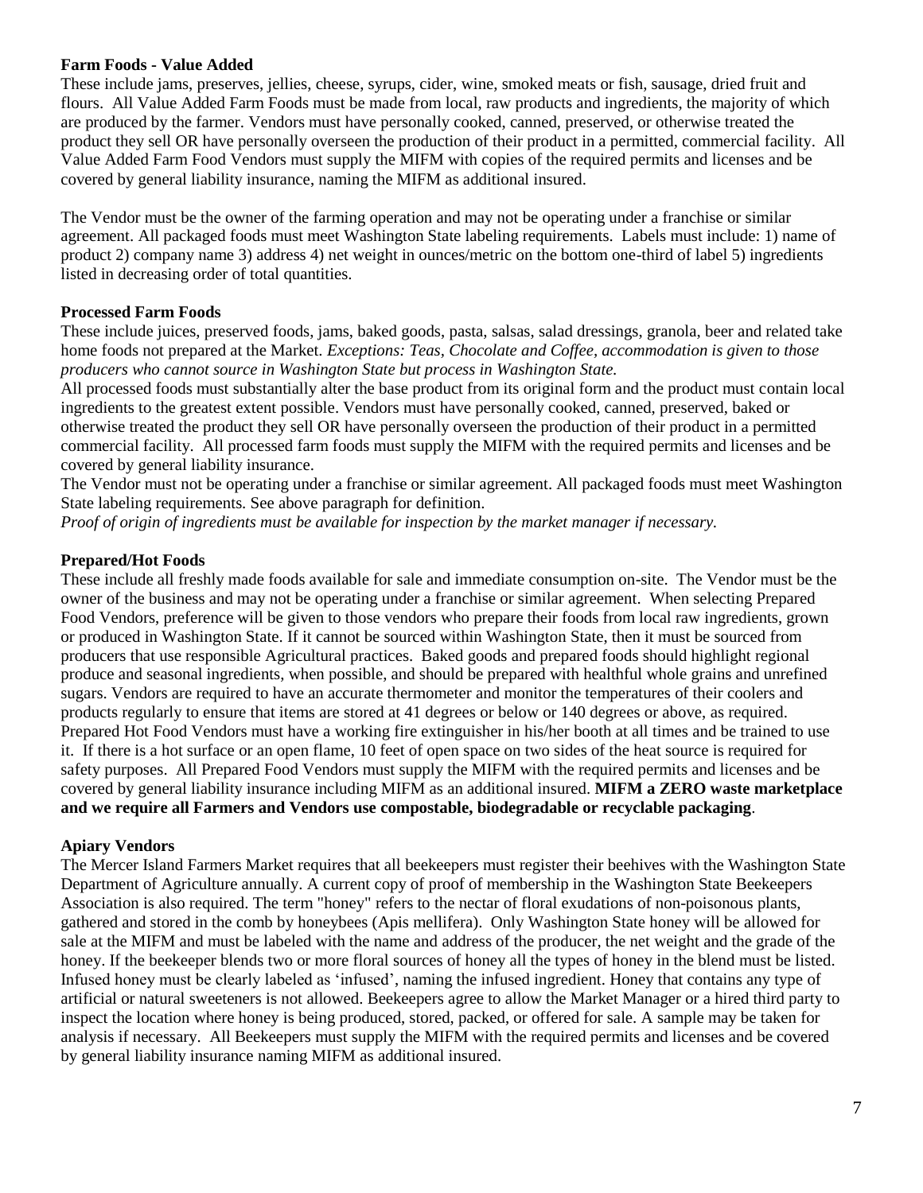**Farm Foods - Value Added**

These include jams, preserves, jellies, cheese, syrups, cider, wine, smoked meats or fish, sausage, dried fruit and flours. All Value Added Farm Foods must be made from local, raw products and ingredients, the majority of which are produced by the farmer. Vendors must have personally cooked, canned, preserved, or otherwise treated the product they sell OR have personally overseen the production of their product in a permitted, commercial facility. All Value Added Farm Food Vendors must supply the MIFM with copies of the required permits and licenses and be covered by general liability insurance, naming the MIFM as additional insured.

The Vendor must be the owner of the farming operation and may not be operating under a franchise or similar agreement. All packaged foods must meet Washington State labeling requirements. Labels must include: 1) name of product 2) company name 3) address 4) net weight in ounces/metric on the bottom one-third of label 5) ingredients listed in decreasing order of total quantities.

**Processed Farm Foods**

These include juices, preserved foods, jams, baked goods, pasta, salsas, salad dressings, granola, beer and related take home foods not prepared at the Market. *Exceptions: Teas, Chocolate and Coffee, accommodation is given to those producers who cannot source in Washington State but process in Washington State.*

All processed foods must substantially alter the base product from its original form and the product must contain local ingredients to the greatest extent possible. Vendors must have personally cooked, canned, preserved, baked or otherwise treated the product they sell OR have personally overseen the production of their product in a permitted commercial facility. All processed farm foods must supply the MIFM with the required permits and licenses and be covered by general liability insurance.

The Vendor must not be operating under a franchise or similar agreement. All packaged foods must meet Washington State labeling requirements. See above paragraph for definition.

*Proof of origin of ingredients must be available for inspection by the market manager if necessary.*

**Prepared/Hot Foods**

These include all freshly made foods available for sale and immediate consumption on-site. The Vendor must be the owner of the business and may not be operating under a franchise or similar agreement. When selecting Prepared Food Vendors, preference will be given to those vendors who prepare their foods from local raw ingredients, grown or produced in Washington State. If it cannot be sourced within Washington State, then it must be sourced from producers that use responsible Agricultural practices. Baked goods and prepared foods should highlight regional produce and seasonal ingredients, when possible, and should be prepared with healthful whole grains and unrefined sugars. Vendors are required to have an accurate thermometer and monitor the temperatures of their coolers and products regularly to ensure that items are stored at 41 degrees or below or 140 degrees or above, as required. Prepared Hot Food Vendors must have a working fire extinguisher in his/her booth at all times and be trained to use it. If there is a hot surface or an open flame, 10 feet of open space on two sides of the heat source is required for safety purposes. All Prepared Food Vendors must supply the MIFM with the required permits and licenses and be covered by general liability insurance including MIFM as an additional insured. **MIFM a ZERO waste marketplace and we require all Farmers and Vendors use compostable, biodegradable or recyclable packaging**.

**Apiary Vendors**

The Mercer Island Farmers Market requires that all beekeepers must register their beehives with the Washington State Department of Agriculture annually. A current copy of proof of membership in the Washington State Beekeepers Association is also required. The term "honey" refers to the nectar of floral exudations of non-poisonous plants, gathered and stored in the comb by honeybees (Apis mellifera). Only Washington State honey will be allowed for sale at the MIFM and must be labeled with the name and address of the producer, the net weight and the grade of the honey. If the beekeeper blends two or more floral sources of honey all the types of honey in the blend must be listed. Infused honey must be clearly labeled as 'infused', naming the infused ingredient. Honey that contains any type of artificial or natural sweeteners is not allowed. Beekeepers agree to allow the Market Manager or a hired third party to inspect the location where honey is being produced, stored, packed, or offered for sale. A sample may be taken for analysis if necessary. All Beekeepers must supply the MIFM with the required permits and licenses and be covered by general liability insurance naming MIFM as additional insured.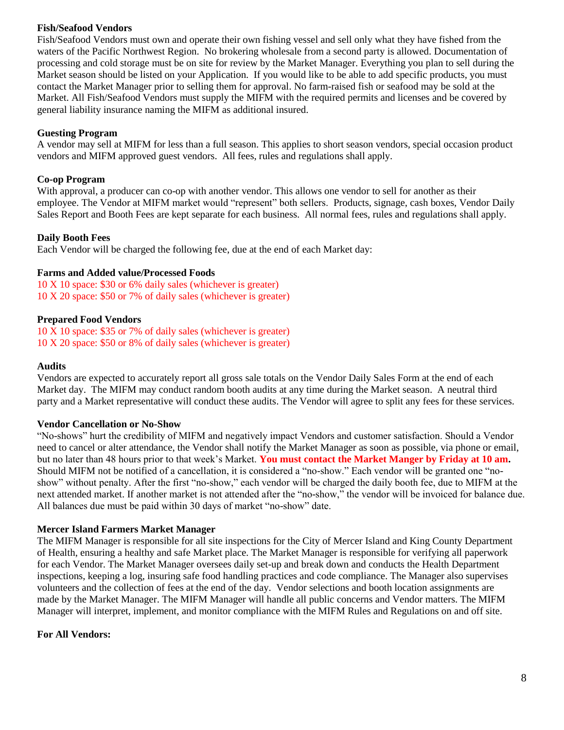**Fish/Seafood Vendors**

Fish/Seafood Vendors must own and operate their own fishing vessel and sell only what they have fished from the waters of the Pacific Northwest Region. No brokering wholesale from a second party is allowed. Documentation of processing and cold storage must be on site for review by the Market Manager. Everything you plan to sell during the Market season should be listed on your Application. If you would like to be able to add specific products, you must contact the Market Manager prior to selling them for approval. No farm-raised fish or seafood may be sold at the Market. All Fish/Seafood Vendors must supply the MIFM with the required permits and licenses and be covered by general liability insurance naming the MIFM as additional insured.

**Guesting Program**

A vendor may sell at MIFM for less than a full season. This applies to short season vendors, special occasion product vendors and MIFM approved guest vendors. All fees, rules and regulations shall apply.

**Co-op Program**

With approval, a producer can co-op with another vendor. This allows one vendor to sell for another as their employee. The Vendor at MIFM market would "represent" both sellers. Products, signage, cash boxes, Vendor Daily Sales Report and Booth Fees are kept separate for each business. All normal fees, rules and regulations shall apply.

**Daily Booth Fees**

Each Vendor will be charged the following fee, due at the end of each Market day:

**Farms and Added value/Processed Foods**

10 X 10 space: $30 or 6% daily sales (whichever is greater)
10 X 20 space: $50 or 7% of daily sales (whichever is greater)

**Prepared Food Vendors**

10 X 10 space: $35 or 7% of daily sales (whichever is greater)
10 X 20 space: $50 or 8% of daily sales (whichever is greater)

**Audits**

Vendors are expected to accurately report all gross sale totals on the Vendor Daily Sales Form at the end of each Market day. The MIFM may conduct random booth audits at any time during the Market season. A neutral third party and a Market representative will conduct these audits. The Vendor will agree to split any fees for these services.

**Vendor Cancellation or No-Show**

"No-shows" hurt the credibility of MIFM and negatively impact Vendors and customer satisfaction. Should a Vendor need to cancel or alter attendance, the Vendor shall notify the Market Manager as soon as possible, via phone or email, but no later than 48 hours prior to that week's Market. **You must contact the Market Manger by Friday at 10 am.** Should MIFM not be notified of a cancellation, it is considered a "no-show." Each vendor will be granted one "no-show" without penalty. After the first "no-show," each vendor will be charged the daily booth fee, due to MIFM at the next attended market. If another market is not attended after the "no-show," the vendor will be invoiced for balance due. All balances due must be paid within 30 days of market "no-show" date.

**Mercer Island Farmers Market Manager**

The MIFM Manager is responsible for all site inspections for the City of Mercer Island and King County Department of Health, ensuring a healthy and safe Market place. The Market Manager is responsible for verifying all paperwork for each Vendor. The Market Manager oversees daily set-up and break down and conducts the Health Department inspections, keeping a log, insuring safe food handling practices and code compliance. The Manager also supervises volunteers and the collection of fees at the end of the day. Vendor selections and booth location assignments are made by the Market Manager. The MIFM Manager will handle all public concerns and Vendor matters. The MIFM Manager will interpret, implement, and monitor compliance with the MIFM Rules and Regulations on and off site.

**For All Vendors:**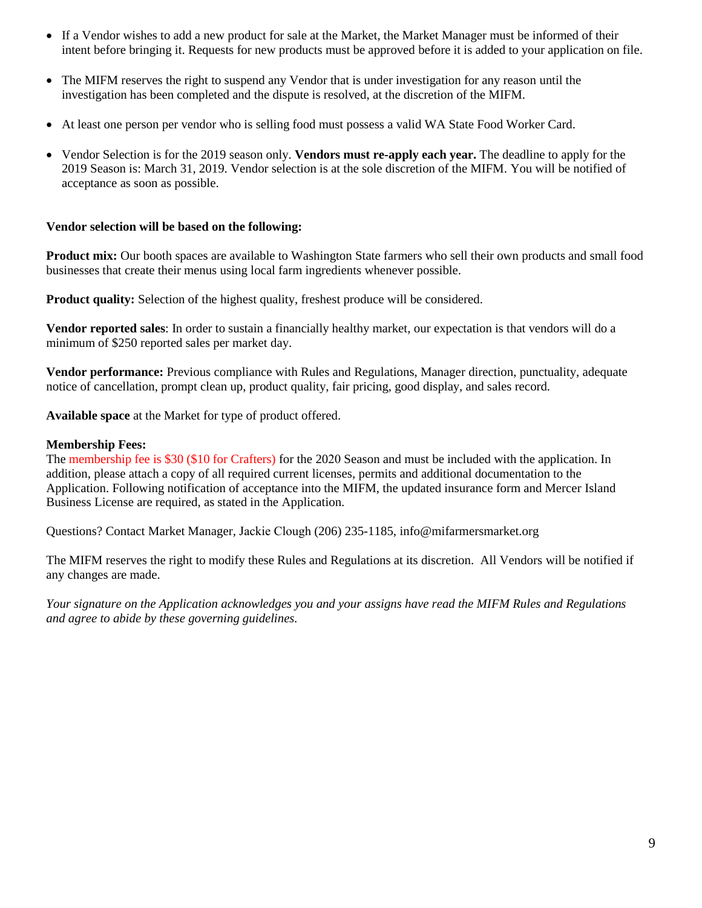- If a Vendor wishes to add a new product for sale at the Market, the Market Manager must be informed of their intent before bringing it. Requests for new products must be approved before it is added to your application on file.

- The MIFM reserves the right to suspend any Vendor that is under investigation for any reason until the investigation has been completed and the dispute is resolved, at the discretion of the MIFM.

- At least one person per vendor who is selling food must possess a valid WA State Food Worker Card.

- Vendor Selection is for the 2019 season only. **Vendors must re-apply each year.** The deadline to apply for the 2019 Season is: March 31, 2019. Vendor selection is at the sole discretion of the MIFM. You will be notified of acceptance as soon as possible.

**Vendor selection will be based on the following:**

**Product mix:** Our booth spaces are available to Washington State farmers who sell their own products and small food businesses that create their menus using local farm ingredients whenever possible.

**Product quality:** Selection of the highest quality, freshest produce will be considered.

**Vendor reported sales**: In order to sustain a financially healthy market, our expectation is that vendors will do a minimum of $250 reported sales per market day.

**Vendor performance:** Previous compliance with Rules and Regulations, Manager direction, punctuality, adequate notice of cancellation, prompt clean up, product quality, fair pricing, good display, and sales record.

**Available space** at the Market for type of product offered.

**Membership Fees:**
The membership fee is $30 ($10 for Crafters) for the 2020 Season and must be included with the application. In addition, please attach a copy of all required current licenses, permits and additional documentation to the Application. Following notification of acceptance into the MIFM, the updated insurance form and Mercer Island Business License are required, as stated in the Application.

Questions? Contact Market Manager, Jackie Clough (206) 235-1185, info@mifarmersmarket.org

The MIFM reserves the right to modify these Rules and Regulations at its discretion. All Vendors will be notified if any changes are made.

*Your signature on the Application acknowledges you and your assigns have read the MIFM Rules and Regulations and agree to abide by these governing guidelines.*